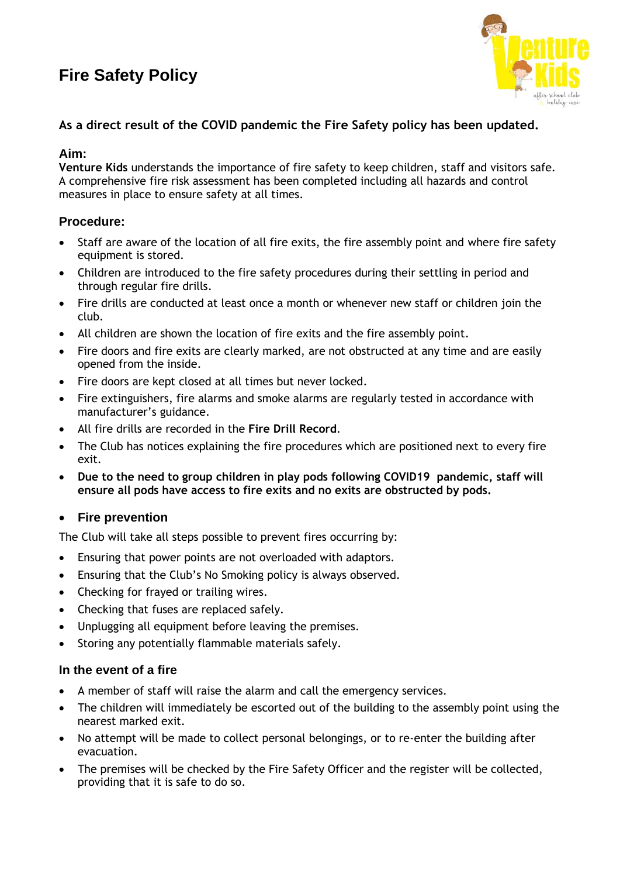# Fire Safety Policy

**As a direct result of the COVID pandemic the Fire Safety policy has been updated.**

### Aim:

**Venture Kids** understands the importance of fire safety to keep children, staff and visitors safe. A comprehensive fire risk assessment has been completed including all hazards and control measures in place to ensure safety at all times.

### Procedure:

- Staff are aware of the location of all fire exits, the fire assembly point and where fire safety equipment is stored.
- Children are introduced to the fire safety procedures during their settling in period and through regular fire drills.
- Fire drills are conducted at least once a month or whenever new staff or children join the club.
- All children are shown the location of fire exits and the fire assembly point.
- Fire doors and fire exits are clearly marked, are not obstructed at any time and are easily opened from the inside.
- Fire doors are kept closed at all times but never locked.
- Fire extinguishers, fire alarms and smoke alarms are regularly tested in accordance with manufacturer's guidance.
- All fire drills are recorded in the **Fire Drill Record**.
- The Club has notices explaining the fire procedures which are positioned next to every fire exit.
- **Due to the need to group children in play pods following COVID19 pandemic, staff will ensure all pods have access to fire exits and no exits are obstructed by pods.**

- ### Fire prevention

The Club will take all steps possible to prevent fires occurring by:

- Ensuring that power points are not overloaded with adaptors.
- Ensuring that the Club's No Smoking policy is always observed.
- Checking for frayed or trailing wires.
- Checking that fuses are replaced safely.
- Unplugging all equipment before leaving the premises.
- Storing any potentially flammable materials safely.

### In the event of a fire

- A member of staff will raise the alarm and call the emergency services.
- The children will immediately be escorted out of the building to the assembly point using the nearest marked exit.
- No attempt will be made to collect personal belongings, or to re-enter the building after evacuation.
- The premises will be checked by the Fire Safety Officer and the register will be collected, providing that it is safe to do so.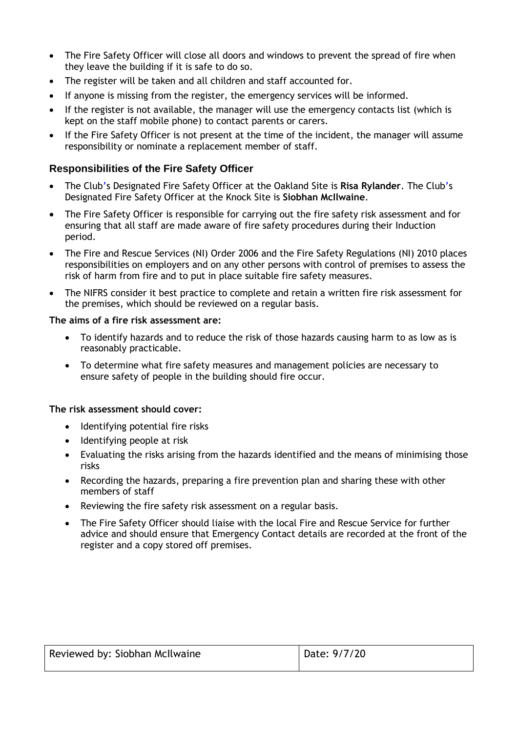- The Fire Safety Officer will close all doors and windows to prevent the spread of fire when they leave the building if it is safe to do so.
- The register will be taken and all children and staff accounted for.
- If anyone is missing from the register, the emergency services will be informed.
- If the register is not available, the manager will use the emergency contacts list (which is kept on the staff mobile phone) to contact parents or carers.
- If the Fire Safety Officer is not present at the time of the incident, the manager will assume responsibility or nominate a replacement member of staff.

## Responsibilities of the Fire Safety Officer

- The Club's Designated Fire Safety Officer at the Oakland Site is **Risa Rylander**. The Club's Designated Fire Safety Officer at the Knock Site is **Siobhan McIlwaine**.
- The Fire Safety Officer is responsible for carrying out the fire safety risk assessment and for ensuring that all staff are made aware of fire safety procedures during their Induction period.
- The Fire and Rescue Services (NI) Order 2006 and the Fire Safety Regulations (NI) 2010 places responsibilities on employers and on any other persons with control of premises to assess the risk of harm from fire and to put in place suitable fire safety measures.
- The NIFRS consider it best practice to complete and retain a written fire risk assessment for the premises, which should be reviewed on a regular basis.

**The aims of a fire risk assessment are:**

- To identify hazards and to reduce the risk of those hazards causing harm to as low as is reasonably practicable.
- To determine what fire safety measures and management policies are necessary to ensure safety of people in the building should fire occur.

**The risk assessment should cover:**

- Identifying potential fire risks
- Identifying people at risk
- Evaluating the risks arising from the hazards identified and the means of minimising those risks
- Recording the hazards, preparing a fire prevention plan and sharing these with other members of staff
- Reviewing the fire safety risk assessment on a regular basis.
- The Fire Safety Officer should liaise with the local Fire and Rescue Service for further advice and should ensure that Emergency Contact details are recorded at the front of the register and a copy stored off premises.

| | |
|---|---|
| Reviewed by: Siobhan McIlwaine | Date: 9/7/20 |